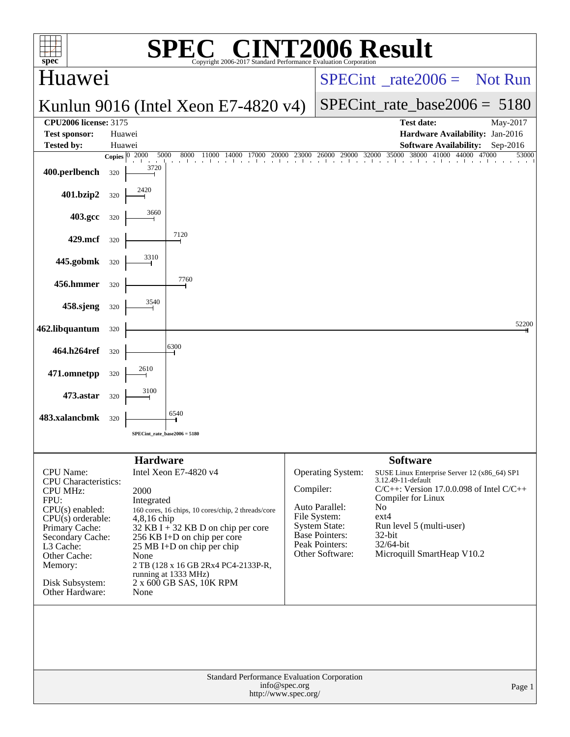# SPEC® CINT2006 Result

Copyright 2006-2017 Standard Performance Evaluation Corporation

## Huawei

## Kunlun 9016 (Intel Xeon E7-4820 v4)

SPECint_rate2006 = Not Run

SPECint_rate_base2006 = 5180

| | | | |
|---|---|---|---|
| **CPU2006 license:** 3175 | | **Test date:** | May-2017 |
| **Test sponsor:** | Huawei | **Hardware Availability:** | Jan-2016 |
| **Tested by:** | Huawei | **Software Availability:** | Sep-2016 |

| Benchmark | Copies | Base Ratio |
|---|---|---|
| 400.perlbench | 320 | 3720 |
| 401.bzip2 | 320 | 2420 |
| 403.gcc | 320 | 3660 |
| 429.mcf | 320 | 7120 |
| 445.gobmk | 320 | 3310 |
| 456.hmmer | 320 | 7760 |
| 458.sjeng | 320 | 3540 |
| 462.libquantum | 320 | 52200 |
| 464.h264ref | 320 | 6300 |
| 471.omnetpp | 320 | 2610 |
| 473.astar | 320 | 3100 |
| 483.xalancbmk | 320 | 6540 |

SPECint_rate_base2006 = 5180

### Hardware

| | |
|---|---|
| CPU Name: | Intel Xeon E7-4820 v4 |
| CPU Characteristics: | |
| CPU MHz: | 2000 |
| FPU: | Integrated |
| CPU(s) enabled: | 160 cores, 16 chips, 10 cores/chip, 2 threads/core |
| CPU(s) orderable: | 4,8,16 chip |
| Primary Cache: | 32 KB I + 32 KB D on chip per core |
| Secondary Cache: | 256 KB I+D on chip per core |
| L3 Cache: | 25 MB I+D on chip per chip |
| Other Cache: | None |
| Memory: | 2 TB (128 x 16 GB 2Rx4 PC4-2133P-R, running at 1333 MHz) |
| Disk Subsystem: | 2 x 600 GB SAS, 10K RPM |
| Other Hardware: | None |

### Software

| | |
|---|---|
| Operating System: | SUSE Linux Enterprise Server 12 (x86_64) SP1 3.12.49-11-default |
| Compiler: | C/C++: Version 17.0.0.098 of Intel C/C++ Compiler for Linux |
| Auto Parallel: | No |
| File System: | ext4 |
| System State: | Run level 5 (multi-user) |
| Base Pointers: | 32-bit |
| Peak Pointers: | 32/64-bit |
| Other Software: | Microquill SmartHeap V10.2 |

Standard Performance Evaluation Corporation
info@spec.org
http://www.spec.org/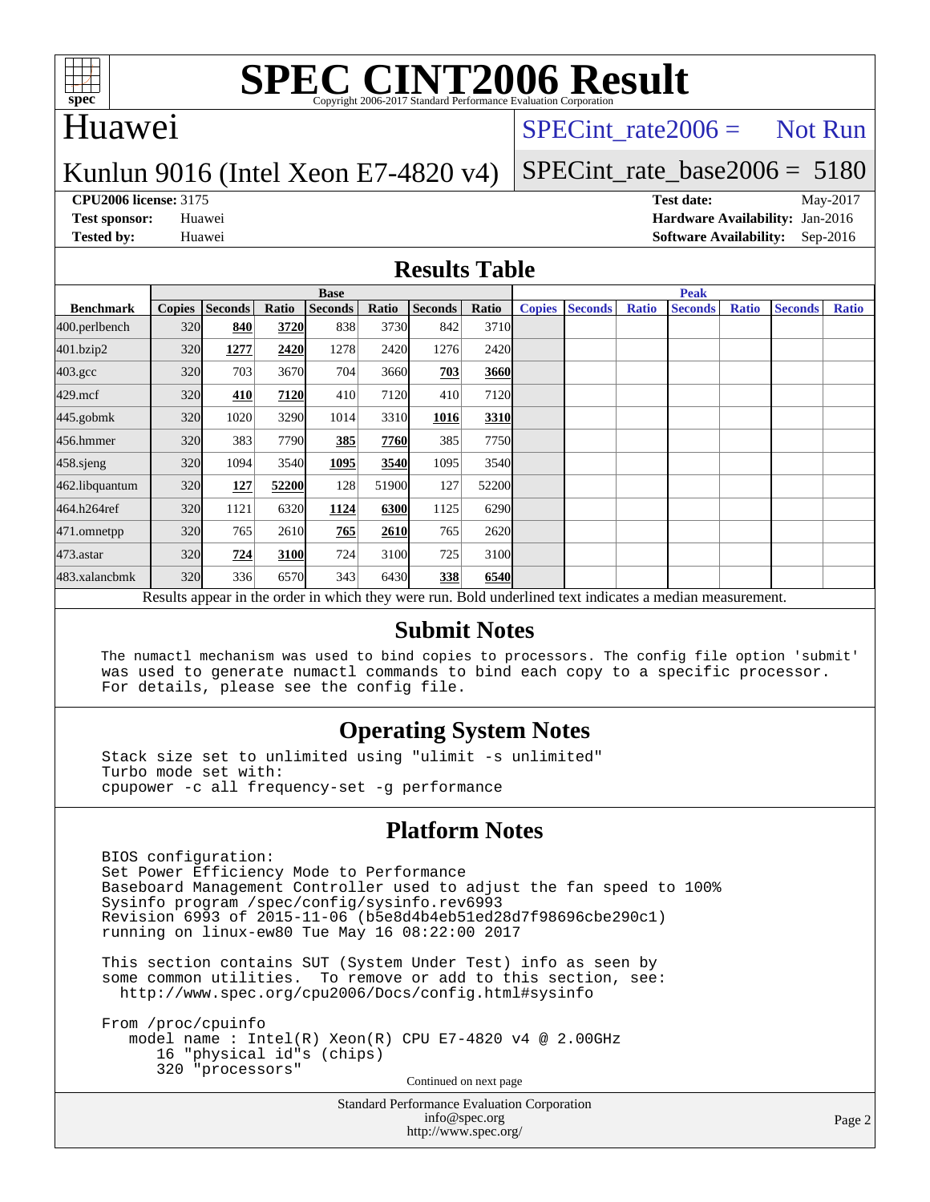# SPEC CINT2006 Result

Copyright 2006-2017 Standard Performance Evaluation Corporation

## Huawei

Kunlun 9016 (Intel Xeon E7-4820 v4)

SPECint_rate2006 = Not Run

SPECint_rate_base2006 = 5180

**CPU2006 license:** 3175
**Test sponsor:** Huawei
**Tested by:** Huawei

**Test date:** May-2017
**Hardware Availability:** Jan-2016
**Software Availability:** Sep-2016

## Results Table

| Benchmark | Base | | | | | | | Peak | | | | | | |
|---|---|---|---|---|---|---|---|---|---|---|---|---|---|---|
| | Copies | Seconds | Ratio | Seconds | Ratio | Seconds | Ratio | Copies | Seconds | Ratio | Seconds | Ratio | Seconds | Ratio |
| 400.perlbench | 320 | **840** | **3720** | 838 | 3730 | 842 | 3710 | | | | | | | |
| 401.bzip2 | 320 | **1277** | **2420** | 1278 | 2420 | 1276 | 2420 | | | | | | | |
| 403.gcc | 320 | 703 | 3670 | 704 | 3660 | **703** | **3660** | | | | | | | |
| 429.mcf | 320 | **410** | **7120** | 410 | 7120 | 410 | 7120 | | | | | | | |
| 445.gobmk | 320 | 1020 | 3290 | 1014 | 3310 | **1016** | **3310** | | | | | | | |
| 456.hmmer | 320 | 383 | 7790 | **385** | **7760** | 385 | 7750 | | | | | | | |
| 458.sjeng | 320 | 1094 | 3540 | **1095** | **3540** | 1095 | 3540 | | | | | | | |
| 462.libquantum | 320 | **127** | **52200** | 128 | 51900 | 127 | 52200 | | | | | | | |
| 464.h264ref | 320 | 1121 | 6320 | **1124** | **6300** | 1125 | 6290 | | | | | | | |
| 471.omnetpp | 320 | 765 | 2610 | **765** | **2610** | 765 | 2620 | | | | | | | |
| 473.astar | 320 | **724** | **3100** | 724 | 3100 | 725 | 3100 | | | | | | | |
| 483.xalancbmk | 320 | 336 | 6570 | 343 | 6430 | **338** | **6540** | | | | | | | |

Results appear in the order in which they were run. Bold underlined text indicates a median measurement.

## Submit Notes

```
The numactl mechanism was used to bind copies to processors. The config file option 'submit'
was used to generate numactl commands to bind each copy to a specific processor.
For details, please see the config file.
```

## Operating System Notes

```
Stack size set to unlimited using "ulimit -s unlimited"
Turbo mode set with:
cpupower -c all frequency-set -g performance
```

## Platform Notes

```
BIOS configuration:
Set Power Efficiency Mode to Performance
Baseboard Management Controller used to adjust the fan speed to 100%
Sysinfo program /spec/config/sysinfo.rev6993
Revision 6993 of 2015-11-06 (b5e8d4b4eb51ed28d7f98696cbe290c1)
running on linux-ew80 Tue May 16 08:22:00 2017

This section contains SUT (System Under Test) info as seen by
some common utilities.  To remove or add to this section, see:
  http://www.spec.org/cpu2006/Docs/config.html#sysinfo

From /proc/cpuinfo
   model name : Intel(R) Xeon(R) CPU E7-4820 v4 @ 2.00GHz
      16 "physical id"s (chips)
      320 "processors"
```

Continued on next page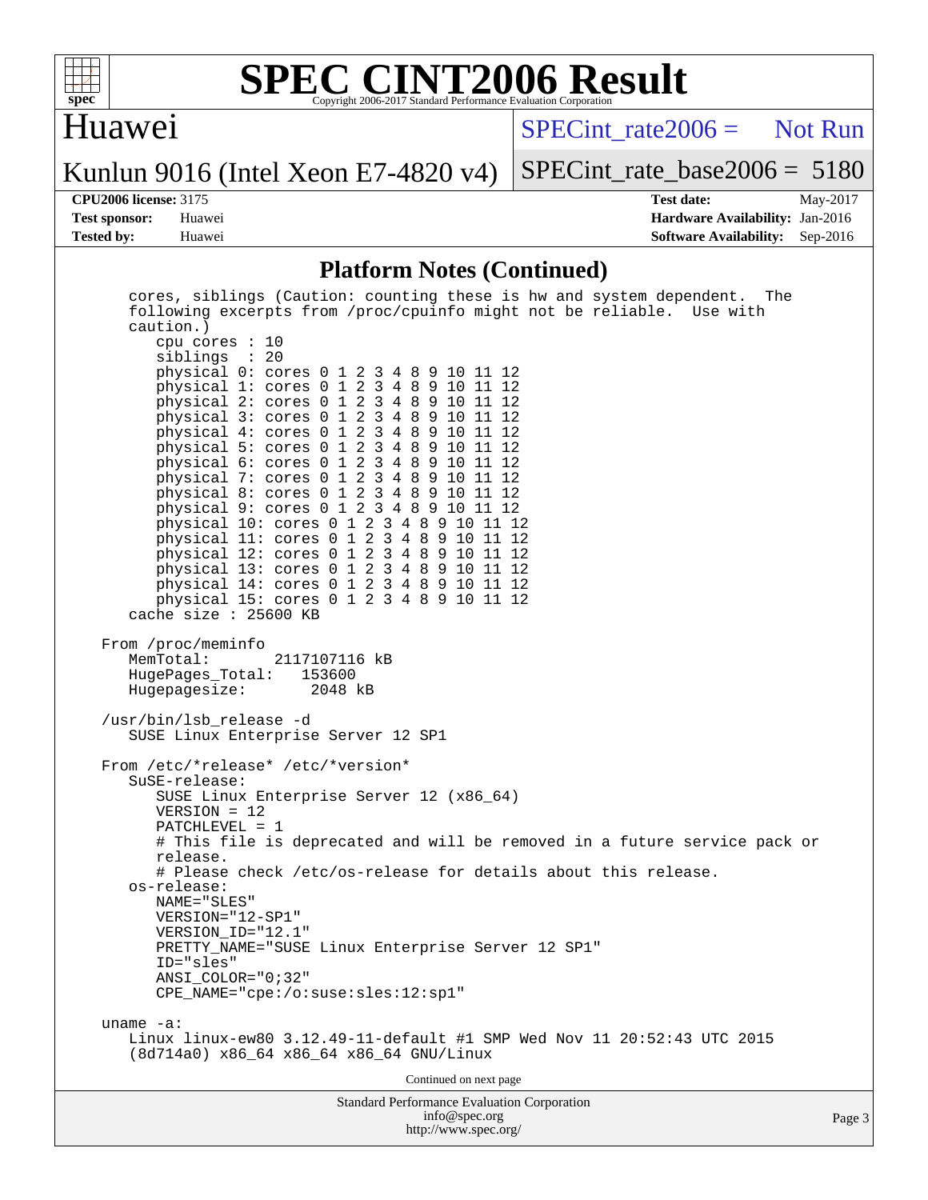# Platform Notes (Continued)

```
   cores, siblings (Caution: counting these is hw and system dependent.  The
   following excerpts from /proc/cpuinfo might not be reliable.  Use with
   caution.)
      cpu cores : 10
      siblings  : 20
      physical 0: cores 0 1 2 3 4 8 9 10 11 12
      physical 1: cores 0 1 2 3 4 8 9 10 11 12
      physical 2: cores 0 1 2 3 4 8 9 10 11 12
      physical 3: cores 0 1 2 3 4 8 9 10 11 12
      physical 4: cores 0 1 2 3 4 8 9 10 11 12
      physical 5: cores 0 1 2 3 4 8 9 10 11 12
      physical 6: cores 0 1 2 3 4 8 9 10 11 12
      physical 7: cores 0 1 2 3 4 8 9 10 11 12
      physical 8: cores 0 1 2 3 4 8 9 10 11 12
      physical 9: cores 0 1 2 3 4 8 9 10 11 12
      physical 10: cores 0 1 2 3 4 8 9 10 11 12
      physical 11: cores 0 1 2 3 4 8 9 10 11 12
      physical 12: cores 0 1 2 3 4 8 9 10 11 12
      physical 13: cores 0 1 2 3 4 8 9 10 11 12
      physical 14: cores 0 1 2 3 4 8 9 10 11 12
      physical 15: cores 0 1 2 3 4 8 9 10 11 12
   cache size : 25600 KB

From /proc/meminfo
   MemTotal:       2117107116 kB
   HugePages_Total:   153600
   Hugepagesize:       2048 kB

/usr/bin/lsb_release -d
   SUSE Linux Enterprise Server 12 SP1

From /etc/*release* /etc/*version*
   SuSE-release:
      SUSE Linux Enterprise Server 12 (x86_64)
      VERSION = 12
      PATCHLEVEL = 1
      # This file is deprecated and will be removed in a future service pack or
      release.
      # Please check /etc/os-release for details about this release.
   os-release:
      NAME="SLES"
      VERSION="12-SP1"
      VERSION_ID="12.1"
      PRETTY_NAME="SUSE Linux Enterprise Server 12 SP1"
      ID="sles"
      ANSI_COLOR="0;32"
      CPE_NAME="cpe:/o:suse:sles:12:sp1"

uname -a:
   Linux linux-ew80 3.12.49-11-default #1 SMP Wed Nov 11 20:52:43 UTC 2015
   (8d714a0) x86_64 x86_64 x86_64 GNU/Linux
```

Continued on next page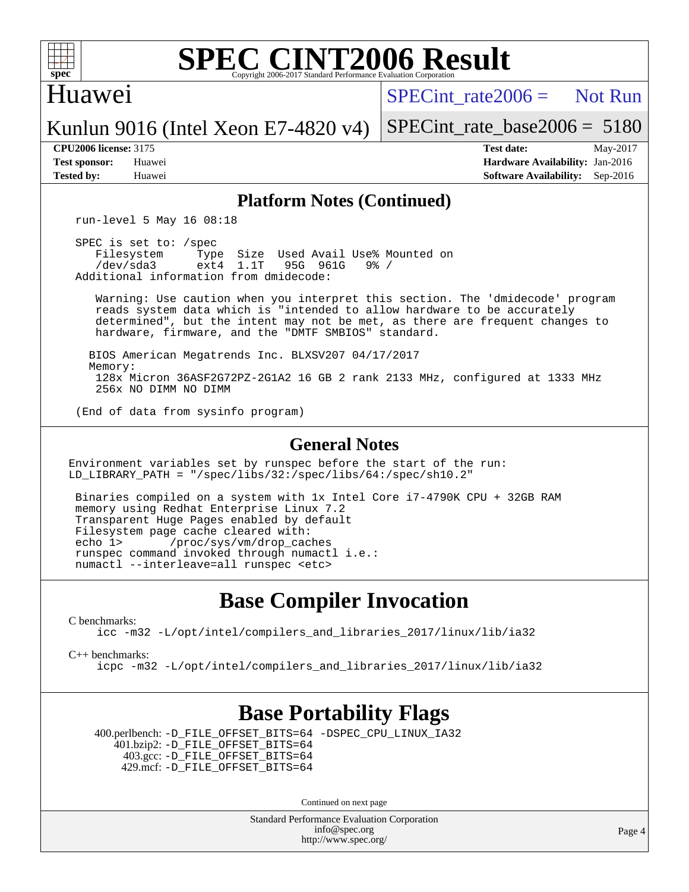# SPEC CINT2006 Result

Huawei

Kunlun 9016 (Intel Xeon E7-4820 v4)

SPECint_rate2006 = Not Run

SPECint_rate_base2006 = 5180

**CPU2006 license:** 3175
**Test sponsor:** Huawei
**Tested by:** Huawei

**Test date:** May-2017
**Hardware Availability:** Jan-2016
**Software Availability:** Sep-2016

## Platform Notes (Continued)

```
run-level 5 May 16 08:18

SPEC is set to: /spec
   Filesystem     Type  Size  Used Avail Use% Mounted on
   /dev/sda3      ext4  1.1T   95G  961G   9% /
Additional information from dmidecode:

   Warning: Use caution when you interpret this section. The 'dmidecode' program
   reads system data which is "intended to allow hardware to be accurately
   determined", but the intent may not be met, as there are frequent changes to
   hardware, firmware, and the "DMTF SMBIOS" standard.

  BIOS American Megatrends Inc. BLXSV207 04/17/2017
  Memory:
   128x Micron 36ASF2G72PZ-2G1A2 16 GB 2 rank 2133 MHz, configured at 1333 MHz
   256x NO DIMM NO DIMM

(End of data from sysinfo program)
```

## General Notes

```
Environment variables set by runspec before the start of the run:
LD_LIBRARY_PATH = "/spec/libs/32:/spec/libs/64:/spec/sh10.2"

 Binaries compiled on a system with 1x Intel Core i7-4790K CPU + 32GB RAM
 memory using Redhat Enterprise Linux 7.2
 Transparent Huge Pages enabled by default
 Filesystem page cache cleared with:
 echo 1>       /proc/sys/vm/drop_caches
 runspec command invoked through numactl i.e.:
 numactl --interleave=all runspec <etc>
```

## Base Compiler Invocation

C benchmarks:
```
icc -m32 -L/opt/intel/compilers_and_libraries_2017/linux/lib/ia32
```

C++ benchmarks:
```
icpc -m32 -L/opt/intel/compilers_and_libraries_2017/linux/lib/ia32
```

## Base Portability Flags

400.perlbench: -D_FILE_OFFSET_BITS=64 -DSPEC_CPU_LINUX_IA32
401.bzip2: -D_FILE_OFFSET_BITS=64
403.gcc: -D_FILE_OFFSET_BITS=64
429.mcf: -D_FILE_OFFSET_BITS=64

Continued on next page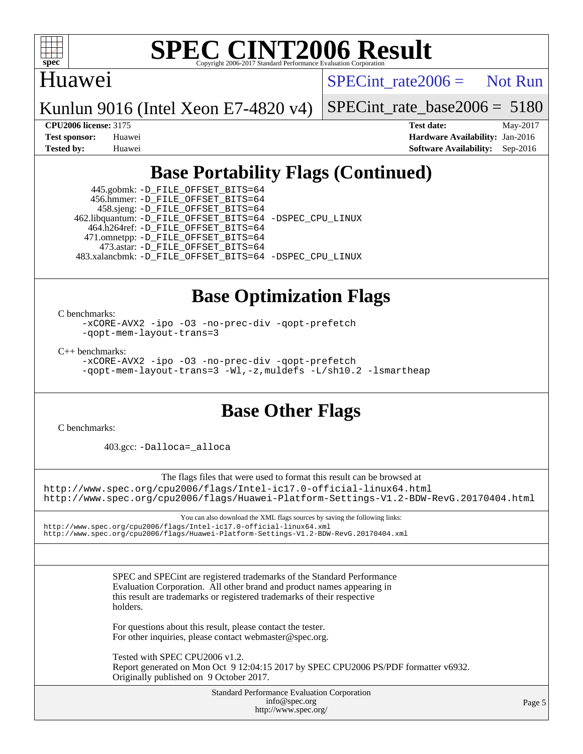## Base Portability Flags (Continued)

445.gobmk: -D_FILE_OFFSET_BITS=64
456.hmmer: -D_FILE_OFFSET_BITS=64
458.sjeng: -D_FILE_OFFSET_BITS=64
462.libquantum: -D_FILE_OFFSET_BITS=64 -DSPEC_CPU_LINUX
464.h264ref: -D_FILE_OFFSET_BITS=64
471.omnetpp: -D_FILE_OFFSET_BITS=64
473.astar: -D_FILE_OFFSET_BITS=64
483.xalancbmk: -D_FILE_OFFSET_BITS=64 -DSPEC_CPU_LINUX

## Base Optimization Flags

C benchmarks:

-xCORE-AVX2 -ipo -O3 -no-prec-div -qopt-prefetch
-qopt-mem-layout-trans=3

C++ benchmarks:

-xCORE-AVX2 -ipo -O3 -no-prec-div -qopt-prefetch
-qopt-mem-layout-trans=3 -Wl,-z,muldefs -L/sh10.2 -lsmartheap

## Base Other Flags

C benchmarks:

403.gcc: -Dalloca=_alloca

The flags files that were used to format this result can be browsed at
http://www.spec.org/cpu2006/flags/Intel-ic17.0-official-linux64.html
http://www.spec.org/cpu2006/flags/Huawei-Platform-Settings-V1.2-BDW-RevG.20170404.html

You can also download the XML flags sources by saving the following links:
http://www.spec.org/cpu2006/flags/Intel-ic17.0-official-linux64.xml
http://www.spec.org/cpu2006/flags/Huawei-Platform-Settings-V1.2-BDW-RevG.20170404.xml

SPEC and SPECint are registered trademarks of the Standard Performance Evaluation Corporation. All other brand and product names appearing in this result are trademarks or registered trademarks of their respective holders.

For questions about this result, please contact the tester.
For other inquiries, please contact webmaster@spec.org.

Tested with SPEC CPU2006 v1.2.
Report generated on Mon Oct 9 12:04:15 2017 by SPEC CPU2006 PS/PDF formatter v6932.
Originally published on 9 October 2017.